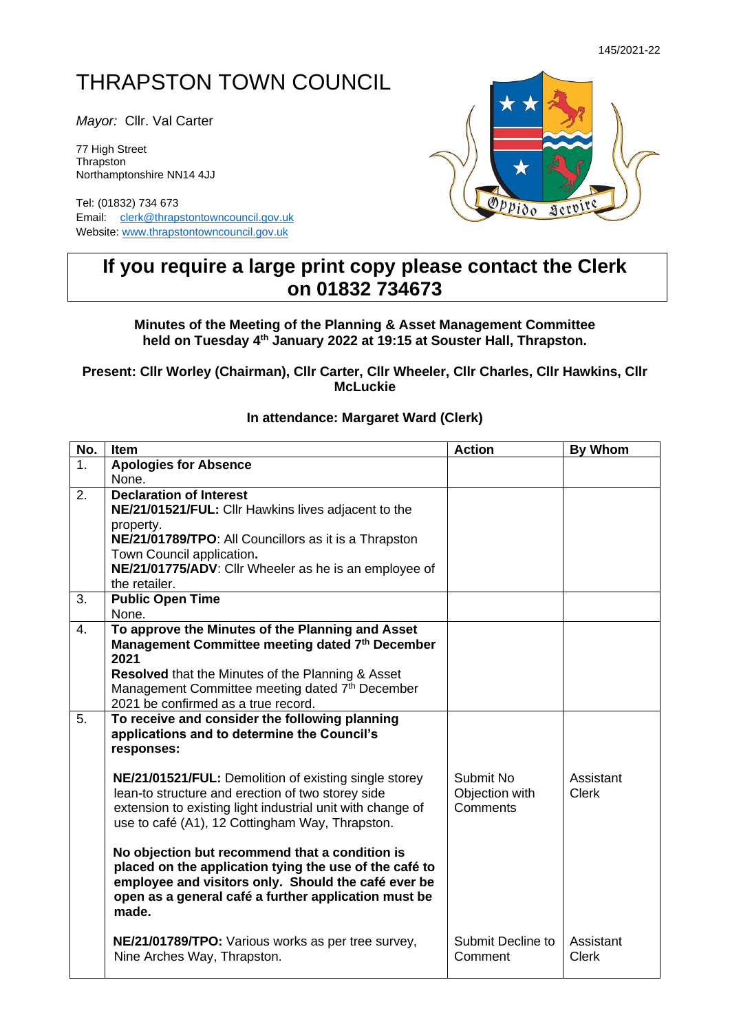# THRAPSTON TOWN COUNCIL

*Mayor:* Cllr. Val Carter

77 High Street
Thrapston
Northamptonshire NN14 4JJ

Tel: (01832) 734 673
Email: clerk@thrapstontowncouncil.gov.uk
Website: www.thrapstontowncouncil.gov.uk

**If you require a large print copy please contact the Clerk on 01832 734673**

**Minutes of the Meeting of the Planning & Asset Management Committee held on Tuesday 4th January 2022 at 19:15 at Souster Hall, Thrapston.**

**Present: Cllr Worley (Chairman), Cllr Carter, Cllr Wheeler, Cllr Charles, Cllr Hawkins, Cllr McLuckie**

**In attendance: Margaret Ward (Clerk)**

| No. | Item | Action | By Whom |
|---|---|---|---|
| 1. | **Apologies for Absence**<br>None. | | |
| 2. | **Declaration of Interest**<br>**NE/21/01521/FUL:** Cllr Hawkins lives adjacent to the property.<br>**NE/21/01789/TPO**: All Councillors as it is a Thrapston Town Council application.<br>**NE/21/01775/ADV**: Cllr Wheeler as he is an employee of the retailer. | | |
| 3. | **Public Open Time**<br>None. | | |
| 4. | **To approve the Minutes of the Planning and Asset Management Committee meeting dated 7th December 2021**<br>**Resolved** that the Minutes of the Planning & Asset Management Committee meeting dated 7th December 2021 be confirmed as a true record. | | |
| 5. | **To receive and consider the following planning applications and to determine the Council's responses:**<br><br>**NE/21/01521/FUL:** Demolition of existing single storey lean-to structure and erection of two storey side extension to existing light industrial unit with change of use to café (A1), 12 Cottingham Way, Thrapston.<br><br>**No objection but recommend that a condition is placed on the application tying the use of the café to employee and visitors only. Should the café ever be open as a general café a further application must be made.**<br><br>**NE/21/01789/TPO:** Various works as per tree survey, Nine Arches Way, Thrapston. | Submit No Objection with Comments<br><br><br><br><br><br><br><br>Submit Decline to Comment | Assistant Clerk<br><br><br><br><br><br><br><br>Assistant Clerk |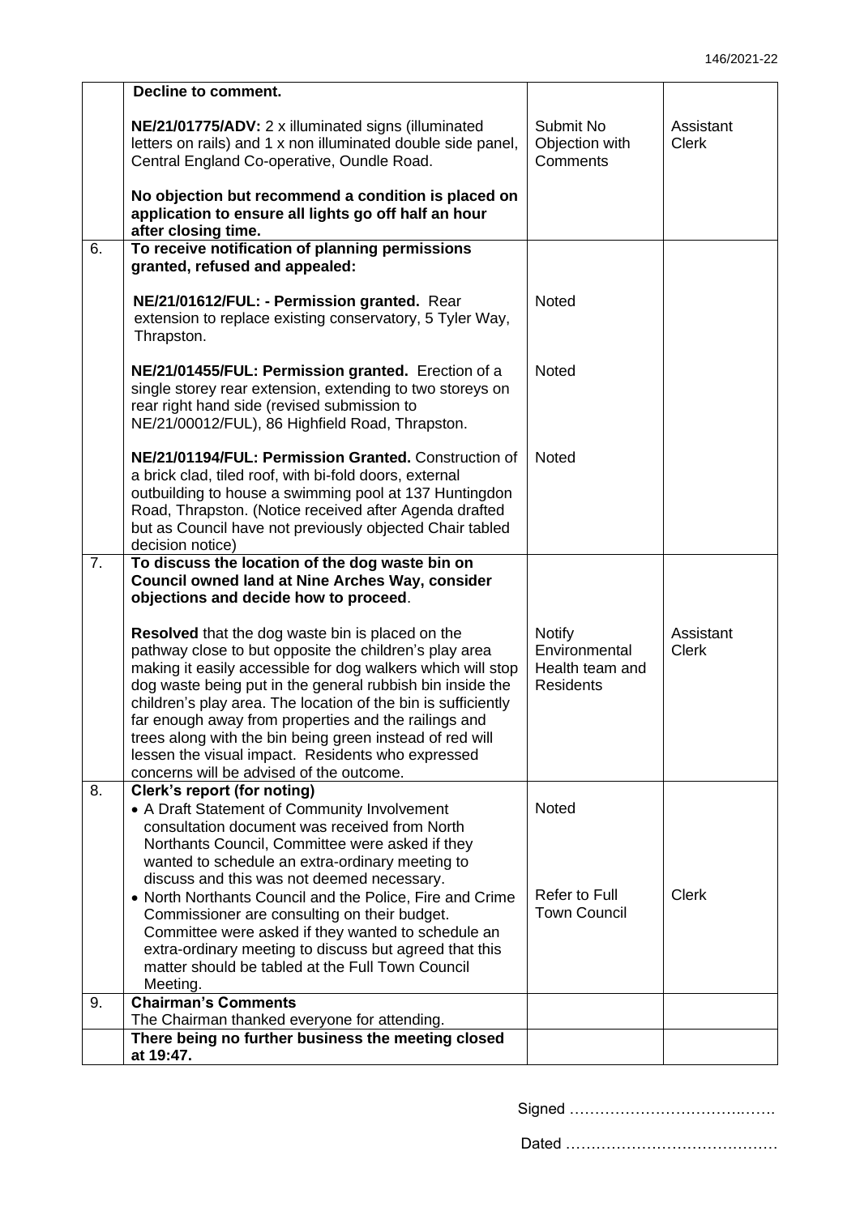| | | | |
|---|---|---|---|
| | **Decline to comment.**<br><br>**NE/21/01775/ADV:** 2 x illuminated signs (illuminated letters on rails) and 1 x non illuminated double side panel, Central England Co-operative, Oundle Road.<br><br>**No objection but recommend a condition is placed on application to ensure all lights go off half an hour after closing time.** | Submit No Objection with Comments | Assistant Clerk |
| 6. | **To receive notification of planning permissions granted, refused and appealed:**<br><br>**NE/21/01612/FUL: - Permission granted.** Rear extension to replace existing conservatory, 5 Tyler Way, Thrapston.<br><br>**NE/21/01455/FUL: Permission granted.** Erection of a single storey rear extension, extending to two storeys on rear right hand side (revised submission to NE/21/00012/FUL), 86 Highfield Road, Thrapston.<br><br>**NE/21/01194/FUL: Permission Granted.** Construction of a brick clad, tiled roof, with bi-fold doors, external outbuilding to house a swimming pool at 137 Huntingdon Road, Thrapston. (Notice received after Agenda drafted but as Council have not previously objected Chair tabled decision notice) | Noted<br><br>Noted<br><br>Noted | |
| 7. | **To discuss the location of the dog waste bin on Council owned land at Nine Arches Way, consider objections and decide how to proceed**.<br><br>**Resolved** that the dog waste bin is placed on the pathway close to but opposite the children's play area making it easily accessible for dog walkers which will stop dog waste being put in the general rubbish bin inside the children's play area. The location of the bin is sufficiently far enough away from properties and the railings and trees along with the bin being green instead of red will lessen the visual impact. Residents who expressed concerns will be advised of the outcome. | Notify Environmental Health team and Residents | Assistant Clerk |
| 8. | **Clerk's report (for noting)**<br>• A Draft Statement of Community Involvement consultation document was received from North Northants Council, Committee were asked if they wanted to schedule an extra-ordinary meeting to discuss and this was not deemed necessary.<br>• North Northants Council and the Police, Fire and Crime Commissioner are consulting on their budget. Committee were asked if they wanted to schedule an extra-ordinary meeting to discuss but agreed that this matter should be tabled at the Full Town Council Meeting. | Noted<br><br>Refer to Full Town Council | Clerk |
| 9. | **Chairman's Comments**<br>The Chairman thanked everyone for attending. | | |
| | **There being no further business the meeting closed at 19:47.** | | |

Signed ……………………………….…….

Dated ……………………………………